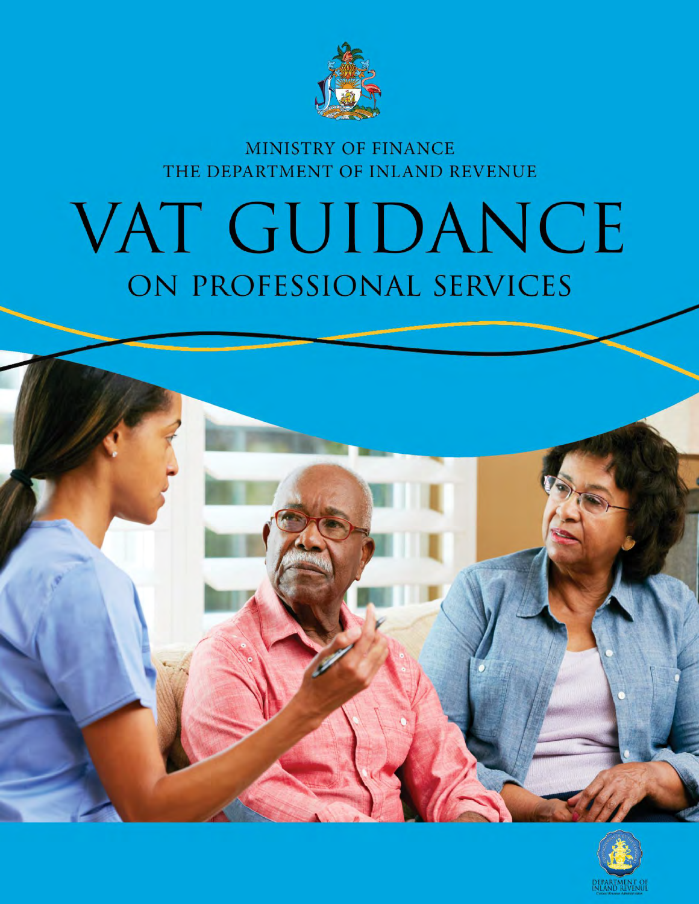MINISTRY OF FINANCE
THE DEPARTMENT OF INLAND REVENUE

# VAT GUIDANCE

## ON PROFESSIONAL SERVICES

DEPARTMENT OF INLAND REVENUE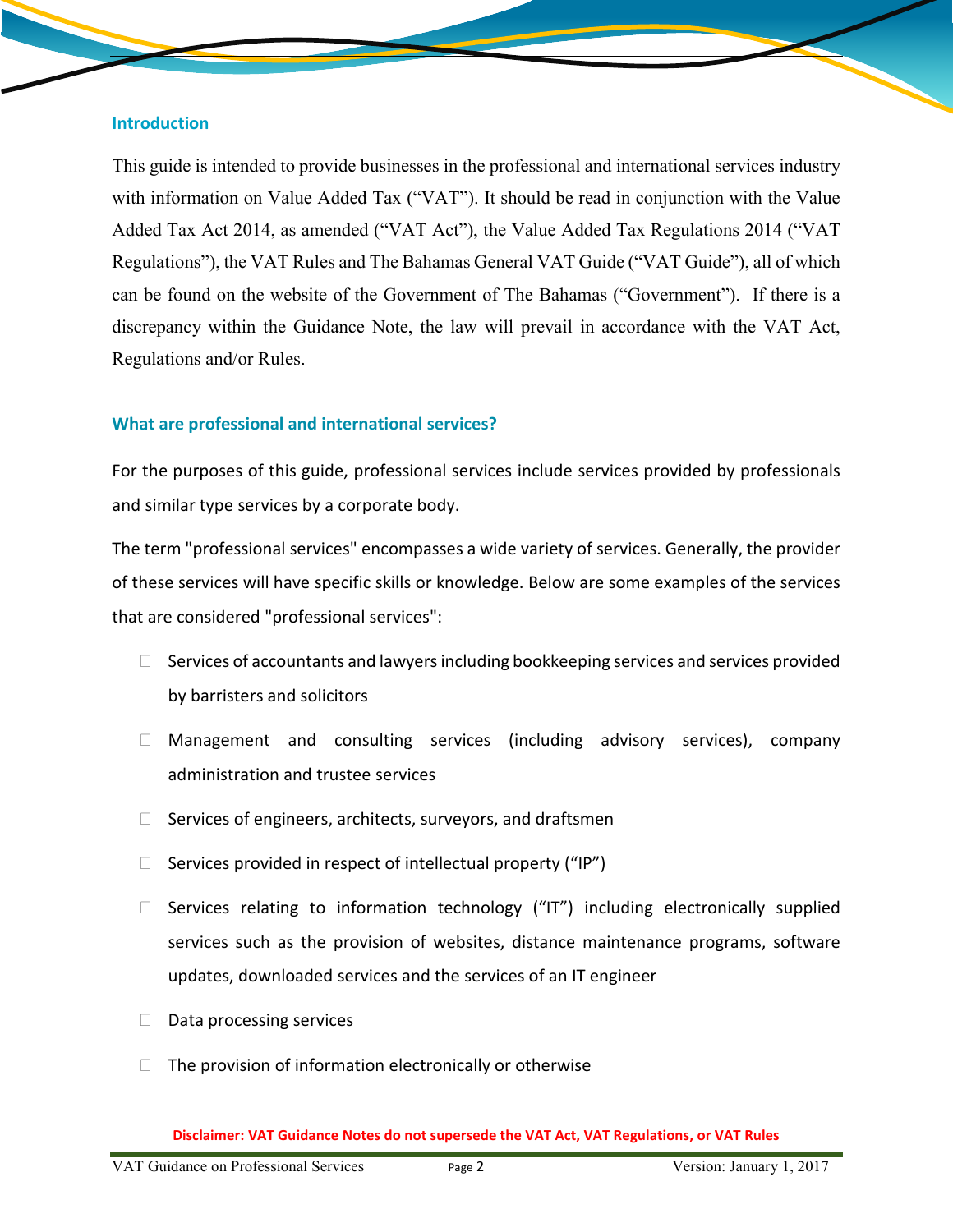## Introduction

This guide is intended to provide businesses in the professional and international services industry with information on Value Added Tax ("VAT"). It should be read in conjunction with the Value Added Tax Act 2014, as amended ("VAT Act"), the Value Added Tax Regulations 2014 ("VAT Regulations"), the VAT Rules and The Bahamas General VAT Guide ("VAT Guide"), all of which can be found on the website of the Government of The Bahamas ("Government"). If there is a discrepancy within the Guidance Note, the law will prevail in accordance with the VAT Act, Regulations and/or Rules.

## What are professional and international services?

For the purposes of this guide, professional services include services provided by professionals and similar type services by a corporate body.

The term "professional services" encompasses a wide variety of services. Generally, the provider of these services will have specific skills or knowledge. Below are some examples of the services that are considered "professional services":

- Services of accountants and lawyers including bookkeeping services and services provided by barristers and solicitors
- Management and consulting services (including advisory services), company administration and trustee services
- Services of engineers, architects, surveyors, and draftsmen
- Services provided in respect of intellectual property ("IP")
- Services relating to information technology ("IT") including electronically supplied services such as the provision of websites, distance maintenance programs, software updates, downloaded services and the services of an IT engineer
- Data processing services
- The provision of information electronically or otherwise

**Disclaimer: VAT Guidance Notes do not supersede the VAT Act, VAT Regulations, or VAT Rules**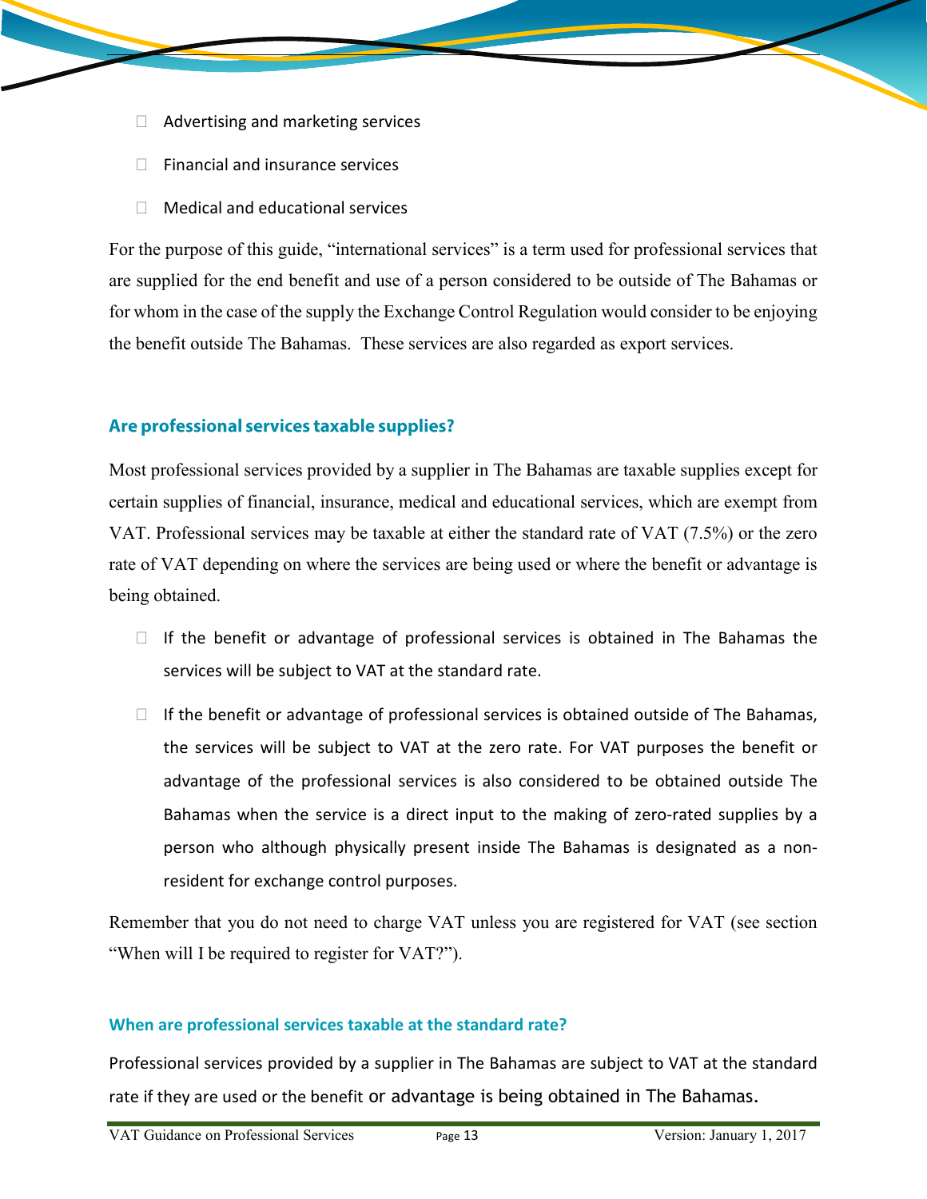- Advertising and marketing services
- Financial and insurance services
- Medical and educational services

For the purpose of this guide, "international services" is a term used for professional services that are supplied for the end benefit and use of a person considered to be outside of The Bahamas or for whom in the case of the supply the Exchange Control Regulation would consider to be enjoying the benefit outside The Bahamas. These services are also regarded as export services.

## Are professional services taxable supplies?

Most professional services provided by a supplier in The Bahamas are taxable supplies except for certain supplies of financial, insurance, medical and educational services, which are exempt from VAT. Professional services may be taxable at either the standard rate of VAT (7.5%) or the zero rate of VAT depending on where the services are being used or where the benefit or advantage is being obtained.

- If the benefit or advantage of professional services is obtained in The Bahamas the services will be subject to VAT at the standard rate.
- If the benefit or advantage of professional services is obtained outside of The Bahamas, the services will be subject to VAT at the zero rate. For VAT purposes the benefit or advantage of the professional services is also considered to be obtained outside The Bahamas when the service is a direct input to the making of zero-rated supplies by a person who although physically present inside The Bahamas is designated as a non-resident for exchange control purposes.

Remember that you do not need to charge VAT unless you are registered for VAT (see section "When will I be required to register for VAT?").

## When are professional services taxable at the standard rate?

Professional services provided by a supplier in The Bahamas are subject to VAT at the standard rate if they are used or the benefit or advantage is being obtained in The Bahamas.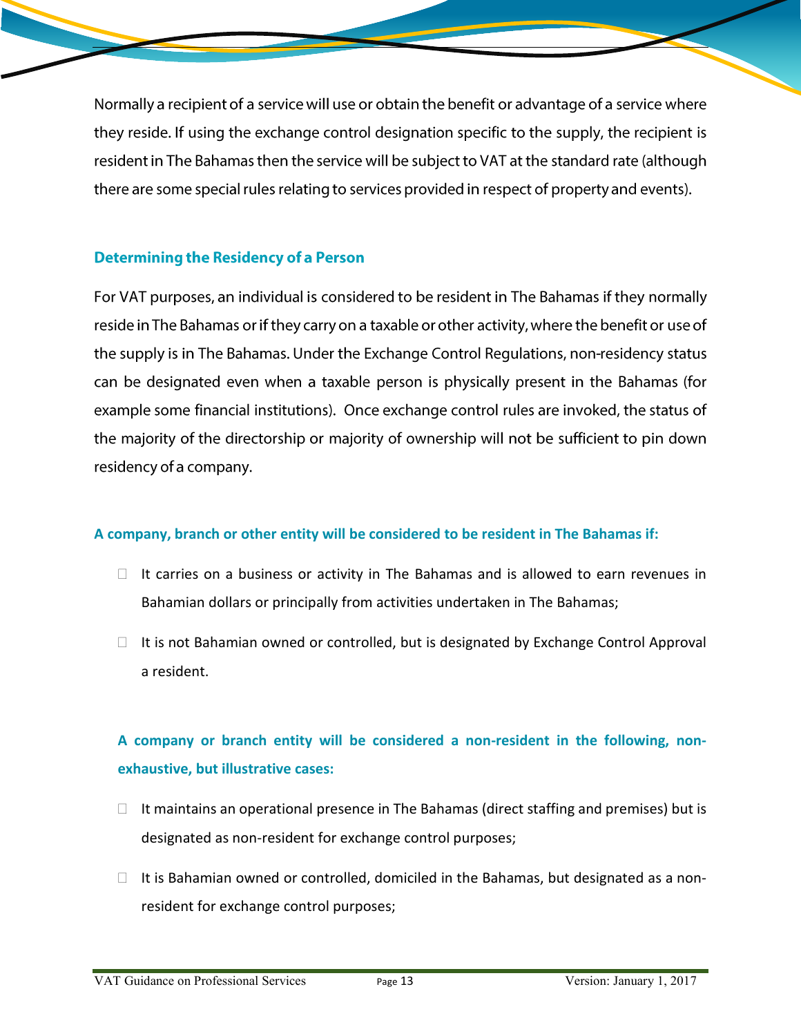Normally a recipient of a service will use or obtain the benefit or advantage of a service where they reside. If using the exchange control designation specific to the supply, the recipient is resident in The Bahamas then the service will be subject to VAT at the standard rate (although there are some special rules relating to services provided in respect of property and events).

## Determining the Residency of a Person

For VAT purposes, an individual is considered to be resident in The Bahamas if they normally reside in The Bahamas or if they carry on a taxable or other activity, where the benefit or use of the supply is in The Bahamas. Under the Exchange Control Regulations, non-residency status can be designated even when a taxable person is physically present in the Bahamas (for example some financial institutions). Once exchange control rules are invoked, the status of the majority of the directorship or majority of ownership will not be sufficient to pin down residency of a company.

### A company, branch or other entity will be considered to be resident in The Bahamas if:

- It carries on a business or activity in The Bahamas and is allowed to earn revenues in Bahamian dollars or principally from activities undertaken in The Bahamas;
- It is not Bahamian owned or controlled, but is designated by Exchange Control Approval a resident.

### A company or branch entity will be considered a non-resident in the following, non-exhaustive, but illustrative cases:

- It maintains an operational presence in The Bahamas (direct staffing and premises) but is designated as non-resident for exchange control purposes;
- It is Bahamian owned or controlled, domiciled in the Bahamas, but designated as a non-resident for exchange control purposes;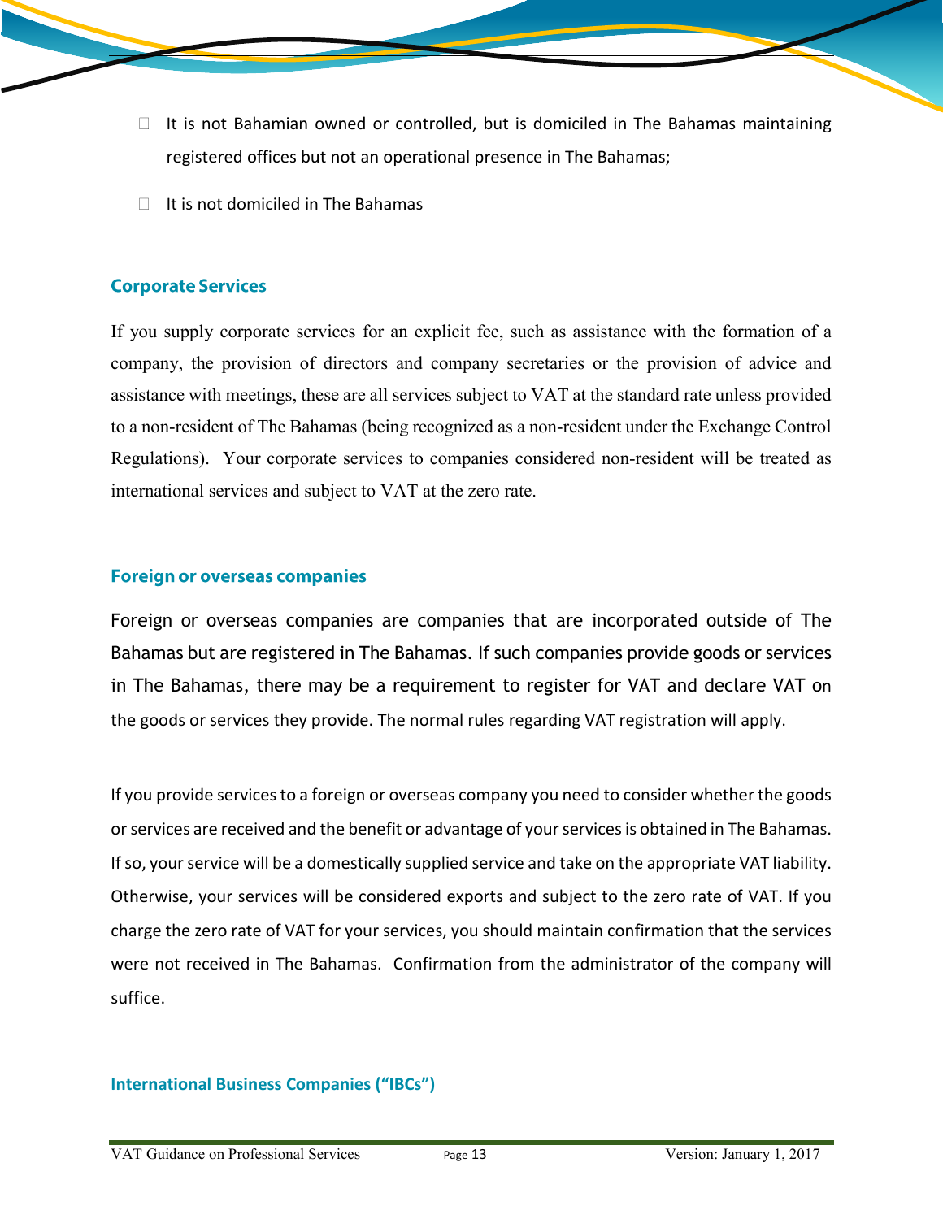- It is not Bahamian owned or controlled, but is domiciled in The Bahamas maintaining registered offices but not an operational presence in The Bahamas;
- It is not domiciled in The Bahamas

## Corporate Services

If you supply corporate services for an explicit fee, such as assistance with the formation of a company, the provision of directors and company secretaries or the provision of advice and assistance with meetings, these are all services subject to VAT at the standard rate unless provided to a non-resident of The Bahamas (being recognized as a non-resident under the Exchange Control Regulations). Your corporate services to companies considered non-resident will be treated as international services and subject to VAT at the zero rate.

## Foreign or overseas companies

Foreign or overseas companies are companies that are incorporated outside of The Bahamas but are registered in The Bahamas. If such companies provide goods or services in The Bahamas, there may be a requirement to register for VAT and declare VAT on the goods or services they provide. The normal rules regarding VAT registration will apply.

If you provide services to a foreign or overseas company you need to consider whether the goods or services are received and the benefit or advantage of your services is obtained in The Bahamas. If so, your service will be a domestically supplied service and take on the appropriate VAT liability. Otherwise, your services will be considered exports and subject to the zero rate of VAT. If you charge the zero rate of VAT for your services, you should maintain confirmation that the services were not received in The Bahamas. Confirmation from the administrator of the company will suffice.

## International Business Companies ("IBCs")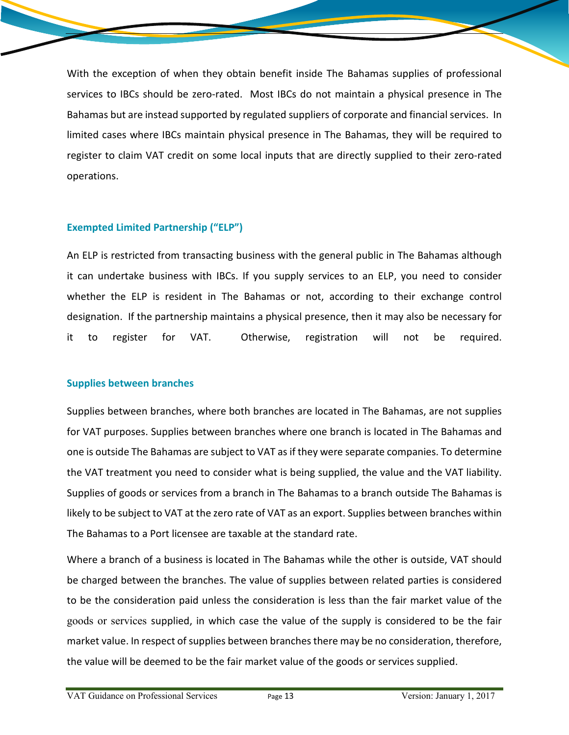With the exception of when they obtain benefit inside The Bahamas supplies of professional services to IBCs should be zero-rated. Most IBCs do not maintain a physical presence in The Bahamas but are instead supported by regulated suppliers of corporate and financial services. In limited cases where IBCs maintain physical presence in The Bahamas, they will be required to register to claim VAT credit on some local inputs that are directly supplied to their zero-rated operations.

### Exempted Limited Partnership ("ELP")

An ELP is restricted from transacting business with the general public in The Bahamas although it can undertake business with IBCs. If you supply services to an ELP, you need to consider whether the ELP is resident in The Bahamas or not, according to their exchange control designation. If the partnership maintains a physical presence, then it may also be necessary for it to register for VAT. Otherwise, registration will not be required.

### Supplies between branches

Supplies between branches, where both branches are located in The Bahamas, are not supplies for VAT purposes. Supplies between branches where one branch is located in The Bahamas and one is outside The Bahamas are subject to VAT as if they were separate companies. To determine the VAT treatment you need to consider what is being supplied, the value and the VAT liability. Supplies of goods or services from a branch in The Bahamas to a branch outside The Bahamas is likely to be subject to VAT at the zero rate of VAT as an export. Supplies between branches within The Bahamas to a Port licensee are taxable at the standard rate.

Where a branch of a business is located in The Bahamas while the other is outside, VAT should be charged between the branches. The value of supplies between related parties is considered to be the consideration paid unless the consideration is less than the fair market value of the goods or services supplied, in which case the value of the supply is considered to be the fair market value. In respect of supplies between branches there may be no consideration, therefore, the value will be deemed to be the fair market value of the goods or services supplied.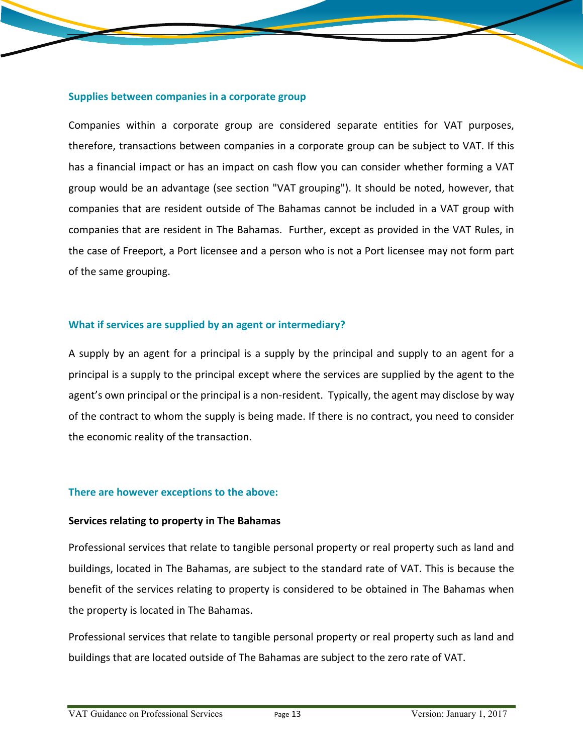### Supplies between companies in a corporate group

Companies within a corporate group are considered separate entities for VAT purposes, therefore, transactions between companies in a corporate group can be subject to VAT. If this has a financial impact or has an impact on cash flow you can consider whether forming a VAT group would be an advantage (see section "VAT grouping"). It should be noted, however, that companies that are resident outside of The Bahamas cannot be included in a VAT group with companies that are resident in The Bahamas. Further, except as provided in the VAT Rules, in the case of Freeport, a Port licensee and a person who is not a Port licensee may not form part of the same grouping.

### What if services are supplied by an agent or intermediary?

A supply by an agent for a principal is a supply by the principal and supply to an agent for a principal is a supply to the principal except where the services are supplied by the agent to the agent's own principal or the principal is a non-resident. Typically, the agent may disclose by way of the contract to whom the supply is being made. If there is no contract, you need to consider the economic reality of the transaction.

### There are however exceptions to the above:

**Services relating to property in The Bahamas**

Professional services that relate to tangible personal property or real property such as land and buildings, located in The Bahamas, are subject to the standard rate of VAT. This is because the benefit of the services relating to property is considered to be obtained in The Bahamas when the property is located in The Bahamas.

Professional services that relate to tangible personal property or real property such as land and buildings that are located outside of The Bahamas are subject to the zero rate of VAT.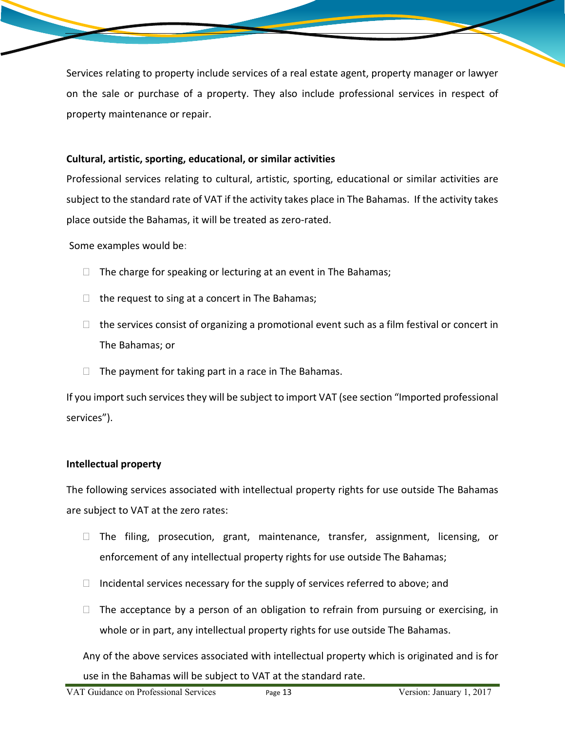Services relating to property include services of a real estate agent, property manager or lawyer on the sale or purchase of a property. They also include professional services in respect of property maintenance or repair.

**Cultural, artistic, sporting, educational, or similar activities**

Professional services relating to cultural, artistic, sporting, educational or similar activities are subject to the standard rate of VAT if the activity takes place in The Bahamas. If the activity takes place outside the Bahamas, it will be treated as zero-rated.

Some examples would be:

- The charge for speaking or lecturing at an event in The Bahamas;
- the request to sing at a concert in The Bahamas;
- the services consist of organizing a promotional event such as a film festival or concert in The Bahamas; or
- The payment for taking part in a race in The Bahamas.

If you import such services they will be subject to import VAT (see section "Imported professional services").

**Intellectual property**

The following services associated with intellectual property rights for use outside The Bahamas are subject to VAT at the zero rates:

- The filing, prosecution, grant, maintenance, transfer, assignment, licensing, or enforcement of any intellectual property rights for use outside The Bahamas;
- Incidental services necessary for the supply of services referred to above; and
- The acceptance by a person of an obligation to refrain from pursuing or exercising, in whole or in part, any intellectual property rights for use outside The Bahamas.

Any of the above services associated with intellectual property which is originated and is for use in the Bahamas will be subject to VAT at the standard rate.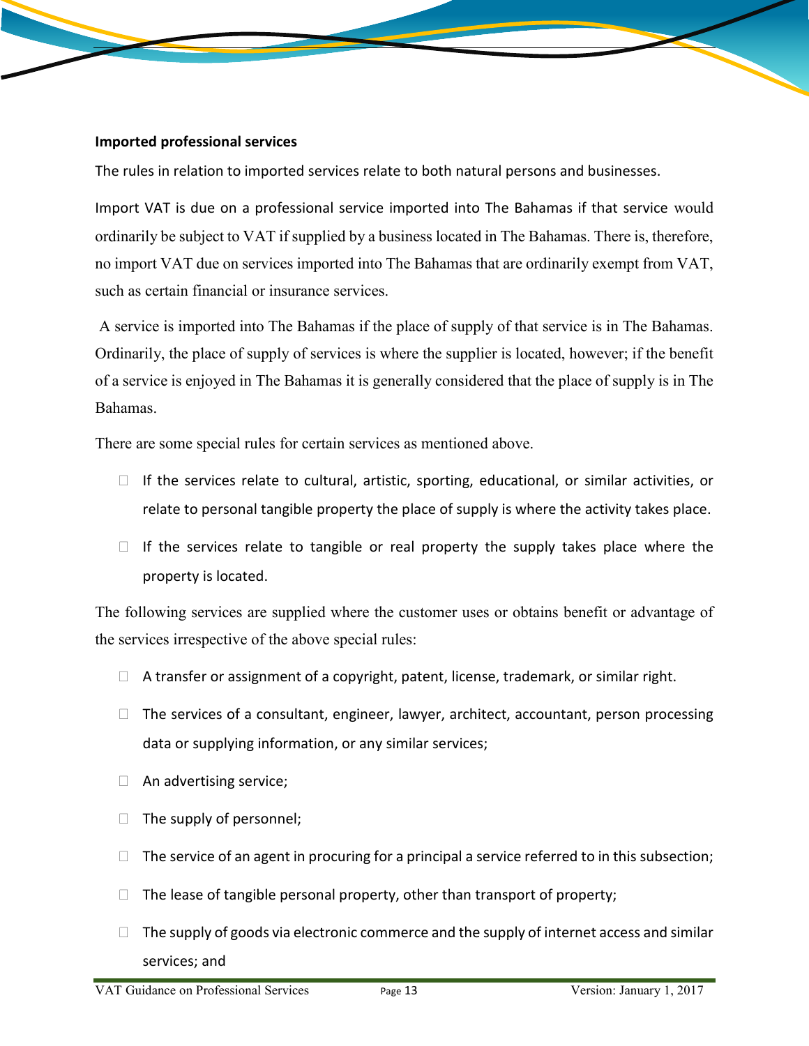**Imported professional services**

The rules in relation to imported services relate to both natural persons and businesses.

Import VAT is due on a professional service imported into The Bahamas if that service would ordinarily be subject to VAT if supplied by a business located in The Bahamas. There is, therefore, no import VAT due on services imported into The Bahamas that are ordinarily exempt from VAT, such as certain financial or insurance services.

A service is imported into The Bahamas if the place of supply of that service is in The Bahamas. Ordinarily, the place of supply of services is where the supplier is located, however; if the benefit of a service is enjoyed in The Bahamas it is generally considered that the place of supply is in The Bahamas.

There are some special rules for certain services as mentioned above.

- If the services relate to cultural, artistic, sporting, educational, or similar activities, or relate to personal tangible property the place of supply is where the activity takes place.
- If the services relate to tangible or real property the supply takes place where the property is located.

The following services are supplied where the customer uses or obtains benefit or advantage of the services irrespective of the above special rules:

- A transfer or assignment of a copyright, patent, license, trademark, or similar right.
- The services of a consultant, engineer, lawyer, architect, accountant, person processing data or supplying information, or any similar services;
- An advertising service;
- The supply of personnel;
- The service of an agent in procuring for a principal a service referred to in this subsection;
- The lease of tangible personal property, other than transport of property;
- The supply of goods via electronic commerce and the supply of internet access and similar services; and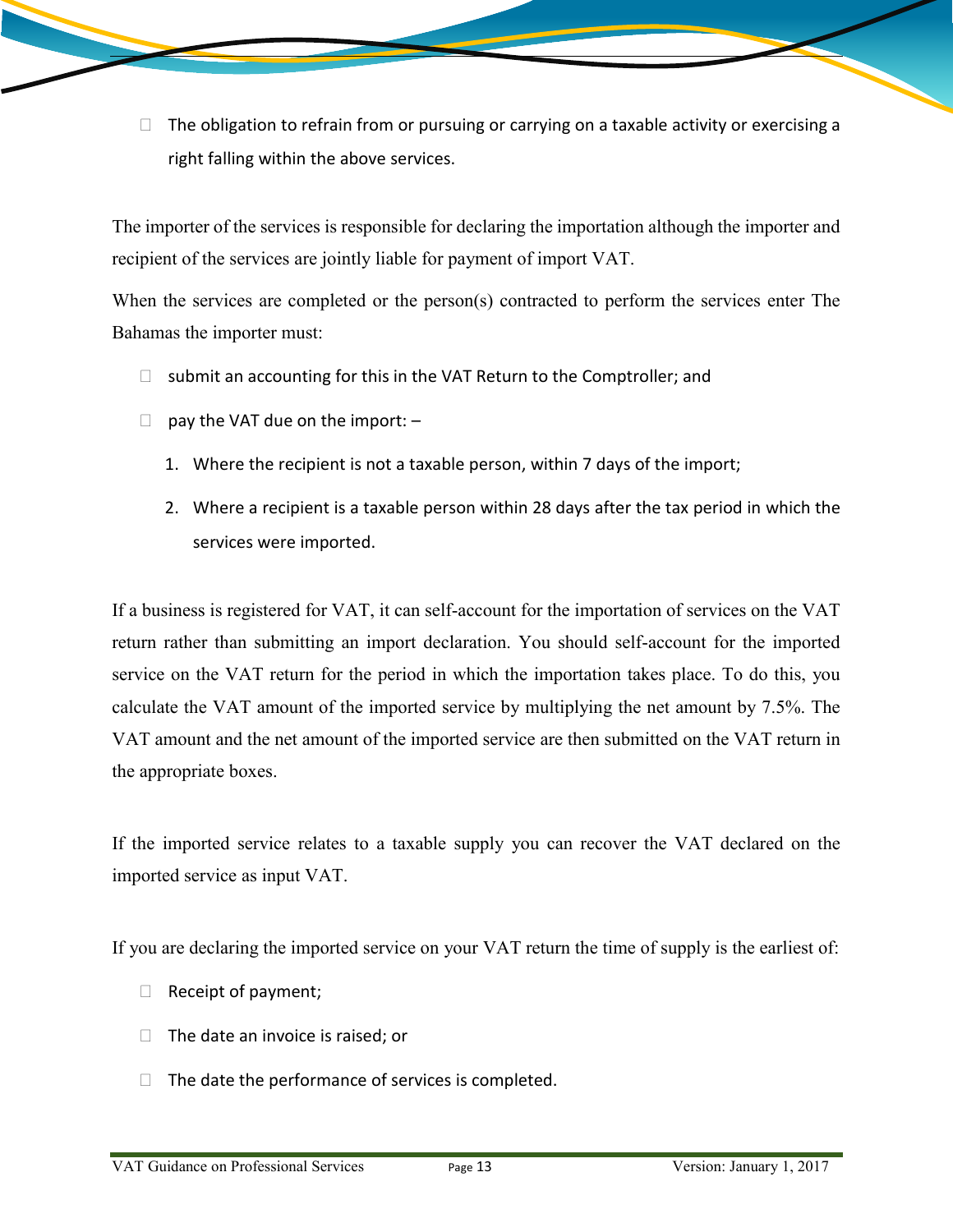- The obligation to refrain from or pursuing or carrying on a taxable activity or exercising a right falling within the above services.

The importer of the services is responsible for declaring the importation although the importer and recipient of the services are jointly liable for payment of import VAT.

When the services are completed or the person(s) contracted to perform the services enter The Bahamas the importer must:

- submit an accounting for this in the VAT Return to the Comptroller; and
- pay the VAT due on the import: –
  1. Where the recipient is not a taxable person, within 7 days of the import;
  2. Where a recipient is a taxable person within 28 days after the tax period in which the services were imported.

If a business is registered for VAT, it can self-account for the importation of services on the VAT return rather than submitting an import declaration. You should self-account for the imported service on the VAT return for the period in which the importation takes place. To do this, you calculate the VAT amount of the imported service by multiplying the net amount by 7.5%. The VAT amount and the net amount of the imported service are then submitted on the VAT return in the appropriate boxes.

If the imported service relates to a taxable supply you can recover the VAT declared on the imported service as input VAT.

If you are declaring the imported service on your VAT return the time of supply is the earliest of:

- Receipt of payment;
- The date an invoice is raised; or
- The date the performance of services is completed.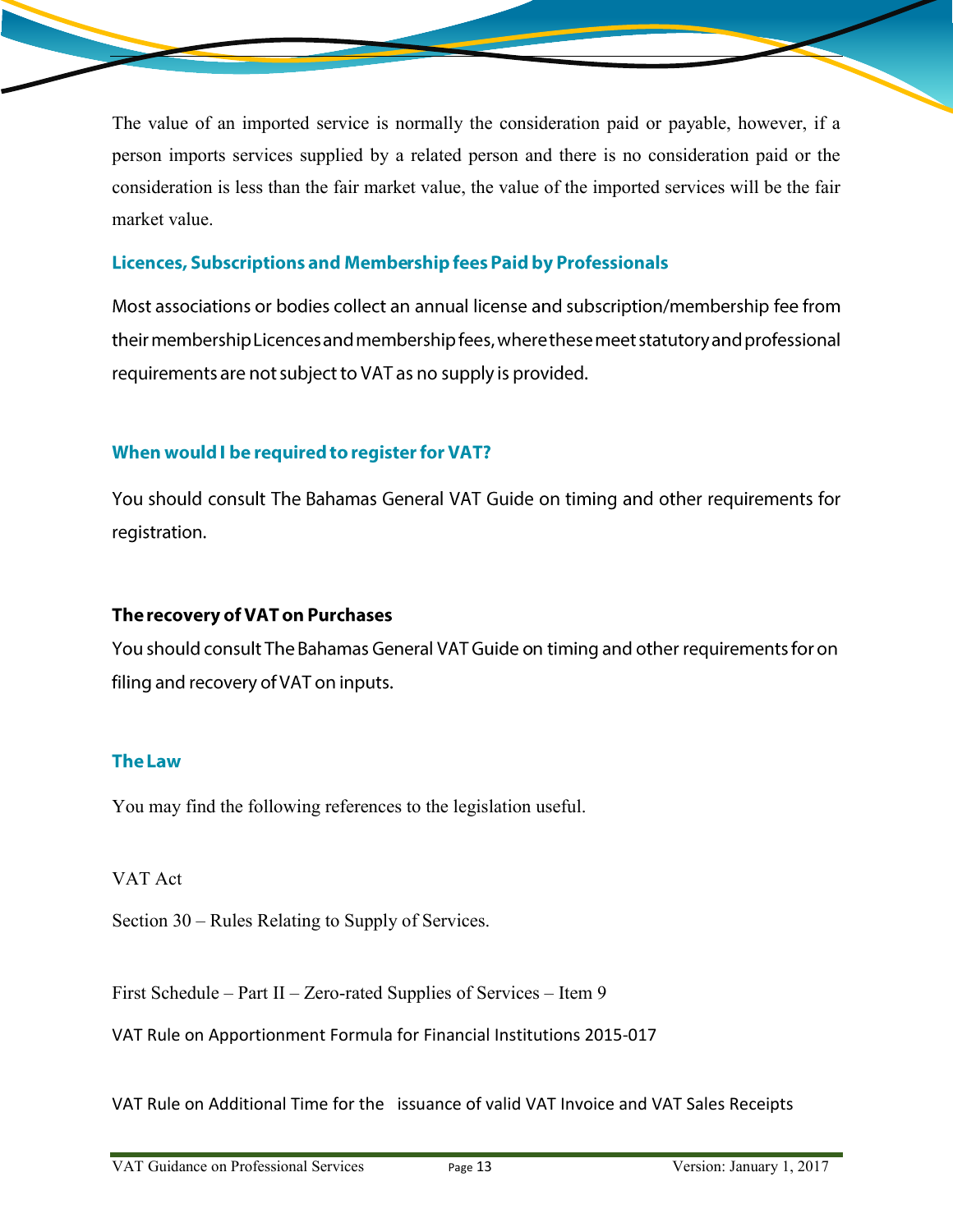The value of an imported service is normally the consideration paid or payable, however, if a person imports services supplied by a related person and there is no consideration paid or the consideration is less than the fair market value, the value of the imported services will be the fair market value.

### Licences, Subscriptions and Membership fees Paid by Professionals

Most associations or bodies collect an annual license and subscription/membership fee from their membership Licences and membership fees, where these meet statutory and professional requirements are not subject to VAT as no supply is provided.

### When would I be required to register for VAT?

You should consult The Bahamas General VAT Guide on timing and other requirements for registration.

### The recovery of VAT on Purchases

You should consult The Bahamas General VAT Guide on timing and other requirements for on filing and recovery of VAT on inputs.

### The Law

You may find the following references to the legislation useful.

VAT Act

Section 30 – Rules Relating to Supply of Services.

First Schedule – Part II – Zero-rated Supplies of Services – Item 9

VAT Rule on Apportionment Formula for Financial Institutions 2015-017

VAT Rule on Additional Time for the issuance of valid VAT Invoice and VAT Sales Receipts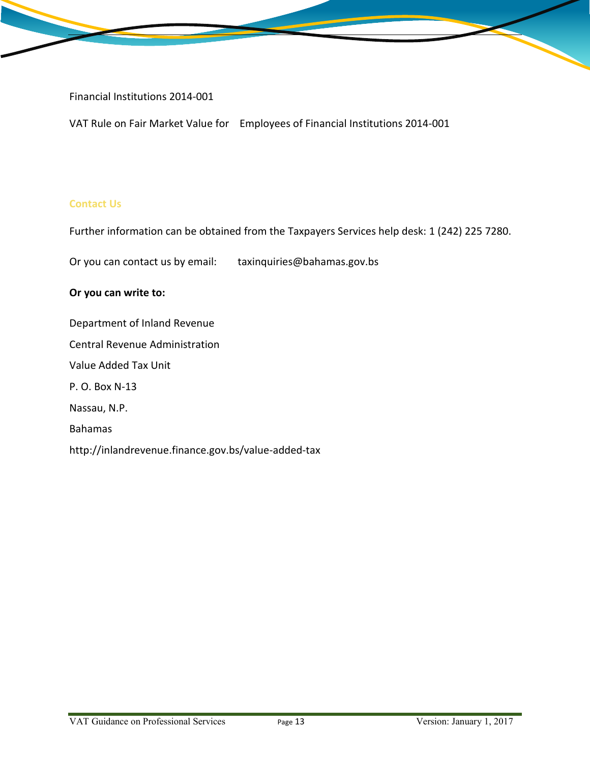Financial Institutions 2014-001

VAT Rule on Fair Market Value for Employees of Financial Institutions 2014-001

## Contact Us

Further information can be obtained from the Taxpayers Services help desk: 1 (242) 225 7280.

Or you can contact us by email: taxinquiries@bahamas.gov.bs

**Or you can write to:**

Department of Inland Revenue

Central Revenue Administration

Value Added Tax Unit

P. O. Box N-13

Nassau, N.P.

Bahamas

http://inlandrevenue.finance.gov.bs/value-added-tax